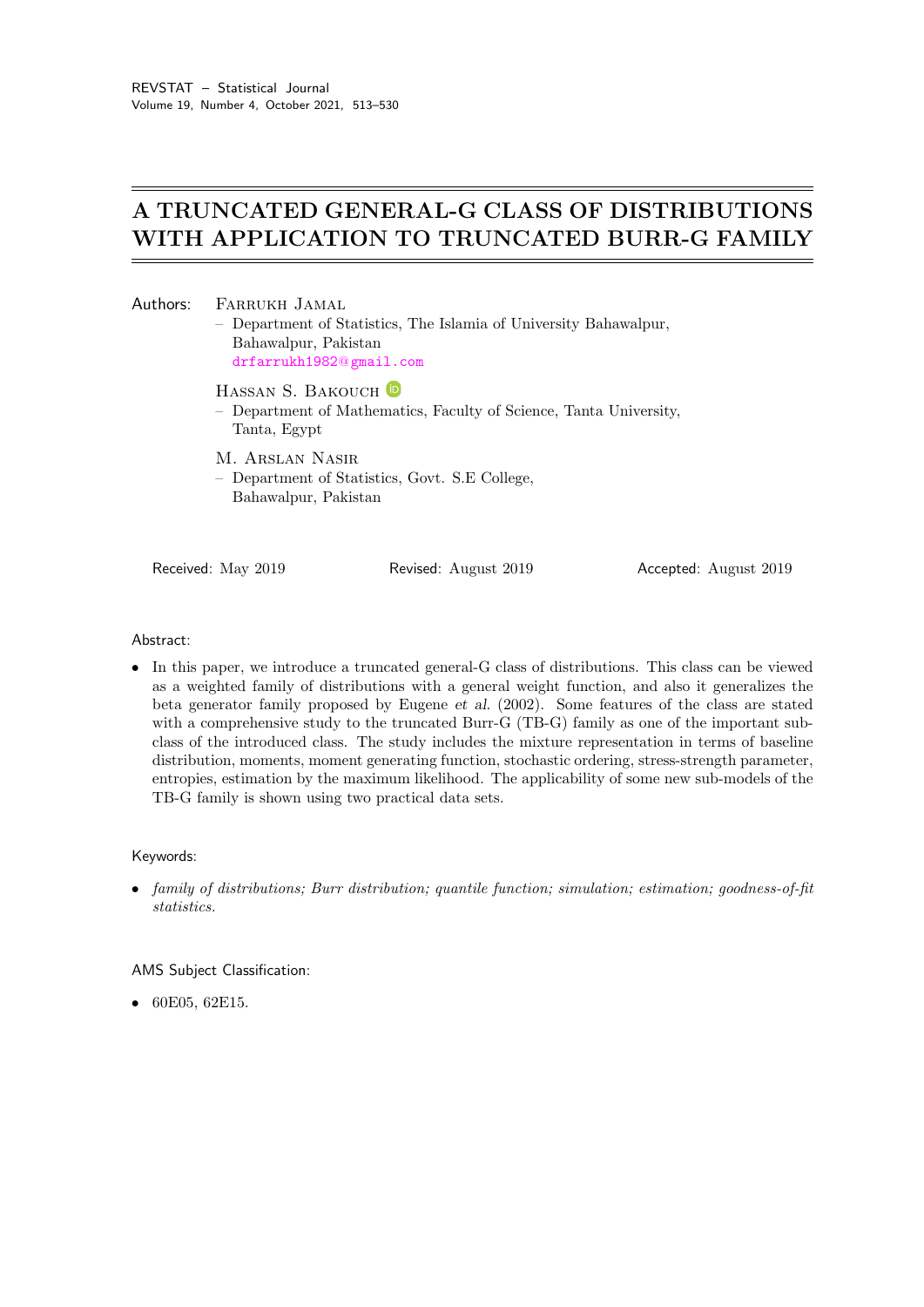# A TRUNCATED GENERAL-G CLASS OF DISTRIBUTIONS WITH APPLICATION TO TRUNCATED BURR-G FAMILY

Authors: Farrukh Jamal
– Department of Statistics, The Islamia of University Bahawalpur, Bahawalpur, Pakistan
drfarrukh1982@gmail.com

Hassan S. Bakouch
– Department of Mathematics, Faculty of Science, Tanta University, Tanta, Egypt

M. Arslan Nasir
– Department of Statistics, Govt. S.E College, Bahawalpur, Pakistan

Received: May 2019 | Revised: August 2019 | Accepted: August 2019

## Abstract:

- In this paper, we introduce a truncated general-G class of distributions. This class can be viewed as a weighted family of distributions with a general weight function, and also it generalizes the beta generator family proposed by Eugene *et al.* (2002). Some features of the class are stated with a comprehensive study to the truncated Burr-G (TB-G) family as one of the important subclass of the introduced class. The study includes the mixture representation in terms of baseline distribution, moments, moment generating function, stochastic ordering, stress-strength parameter, entropies, estimation by the maximum likelihood. The applicability of some new sub-models of the TB-G family is shown using two practical data sets.

## Keywords:

- *family of distributions; Burr distribution; quantile function; simulation; estimation; goodness-of-fit statistics.*

## AMS Subject Classification:

- 60E05, 62E15.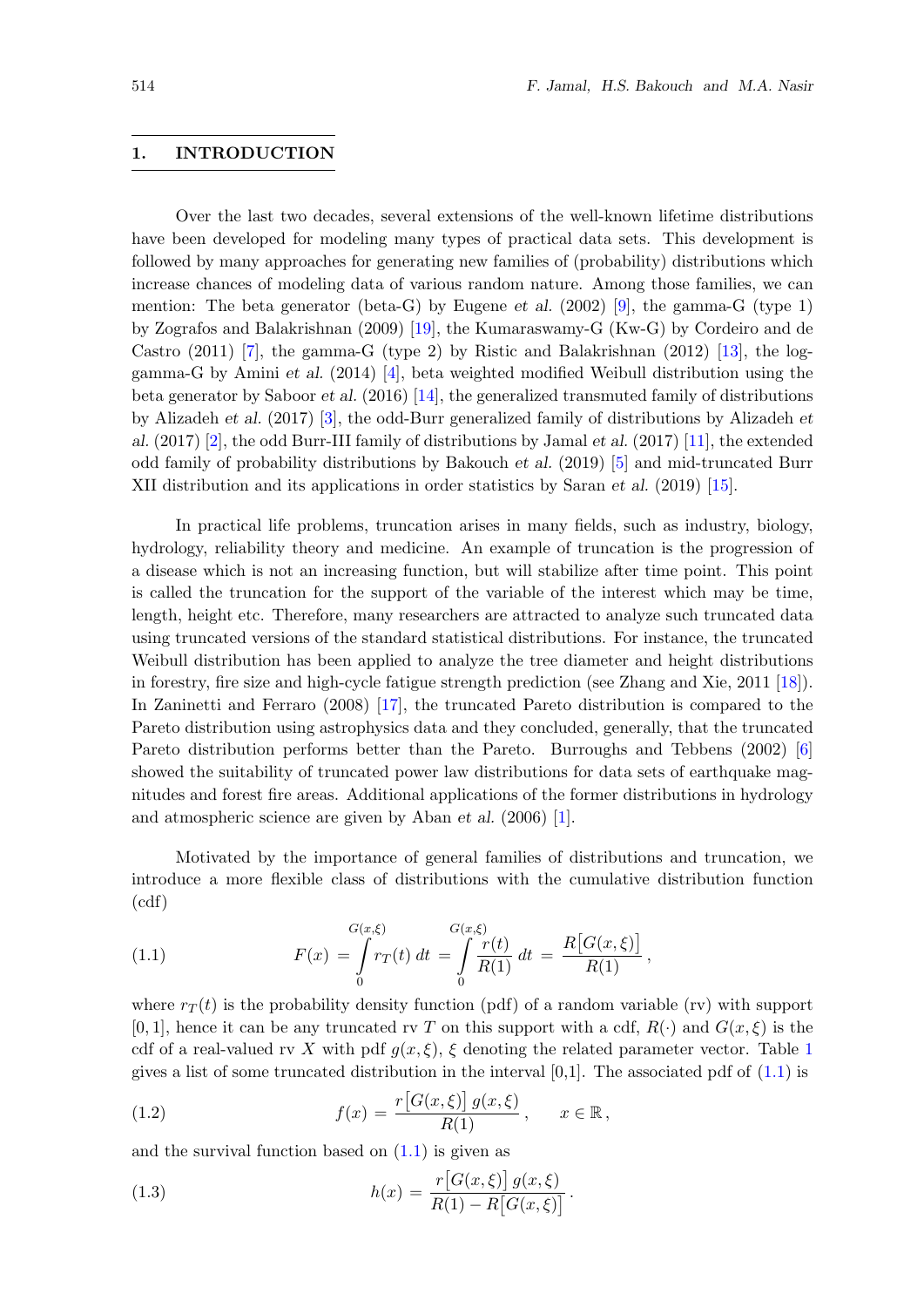## 1. INTRODUCTION

Over the last two decades, several extensions of the well-known lifetime distributions have been developed for modeling many types of practical data sets. This development is followed by many approaches for generating new families of (probability) distributions which increase chances of modeling data of various random nature. Among those families, we can mention: The beta generator (beta-G) by Eugene *et al.* (2002) [9], the gamma-G (type 1) by Zografos and Balakrishnan (2009) [19], the Kumaraswamy-G (Kw-G) by Cordeiro and de Castro (2011) [7], the gamma-G (type 2) by Ristic and Balakrishnan (2012) [13], the log-gamma-G by Amini *et al.* (2014) [4], beta weighted modified Weibull distribution using the beta generator by Saboor *et al.* (2016) [14], the generalized transmuted family of distributions by Alizadeh *et al.* (2017) [3], the odd-Burr generalized family of distributions by Alizadeh *et al.* (2017) [2], the odd Burr-III family of distributions by Jamal *et al.* (2017) [11], the extended odd family of probability distributions by Bakouch *et al.* (2019) [5] and mid-truncated Burr XII distribution and its applications in order statistics by Saran *et al.* (2019) [15].

In practical life problems, truncation arises in many fields, such as industry, biology, hydrology, reliability theory and medicine. An example of truncation is the progression of a disease which is not an increasing function, but will stabilize after time point. This point is called the truncation for the support of the variable of the interest which may be time, length, height etc. Therefore, many researchers are attracted to analyze such truncated data using truncated versions of the standard statistical distributions. For instance, the truncated Weibull distribution has been applied to analyze the tree diameter and height distributions in forestry, fire size and high-cycle fatigue strength prediction (see Zhang and Xie, 2011 [18]). In Zaninetti and Ferraro (2008) [17], the truncated Pareto distribution is compared to the Pareto distribution using astrophysics data and they concluded, generally, that the truncated Pareto distribution performs better than the Pareto. Burroughs and Tebbens (2002) [6] showed the suitability of truncated power law distributions for data sets of earthquake magnitudes and forest fire areas. Additional applications of the former distributions in hydrology and atmospheric science are given by Aban *et al.* (2006) [1].

Motivated by the importance of general families of distributions and truncation, we introduce a more flexible class of distributions with the cumulative distribution function (cdf)

$$F(x) = \int_0^{G(x,\xi)} r_T(t)\, dt = \int_0^{G(x,\xi)} \frac{r(t)}{R(1)}\, dt = \frac{R\big[G(x,\xi)\big]}{R(1)}\,, \tag{1.1}$$

where $r_T(t)$ is the probability density function (pdf) of a random variable (rv) with support $[0,1]$, hence it can be any truncated rv $T$ on this support with a cdf, $R(\cdot)$ and $G(x,\xi)$ is the cdf of a real-valued rv $X$ with pdf $g(x,\xi)$, $\xi$ denoting the related parameter vector. Table 1 gives a list of some truncated distribution in the interval [0,1]. The associated pdf of (1.1) is

$$f(x) = \frac{r\big[G(x,\xi)\big]\, g(x,\xi)}{R(1)}\,, \qquad x \in \mathbb{R}\,, \tag{1.2}$$

and the survival function based on (1.1) is given as

$$h(x) = \frac{r\big[G(x,\xi)\big]\, g(x,\xi)}{R(1) - R\big[G(x,\xi)\big]}\,. \tag{1.3}$$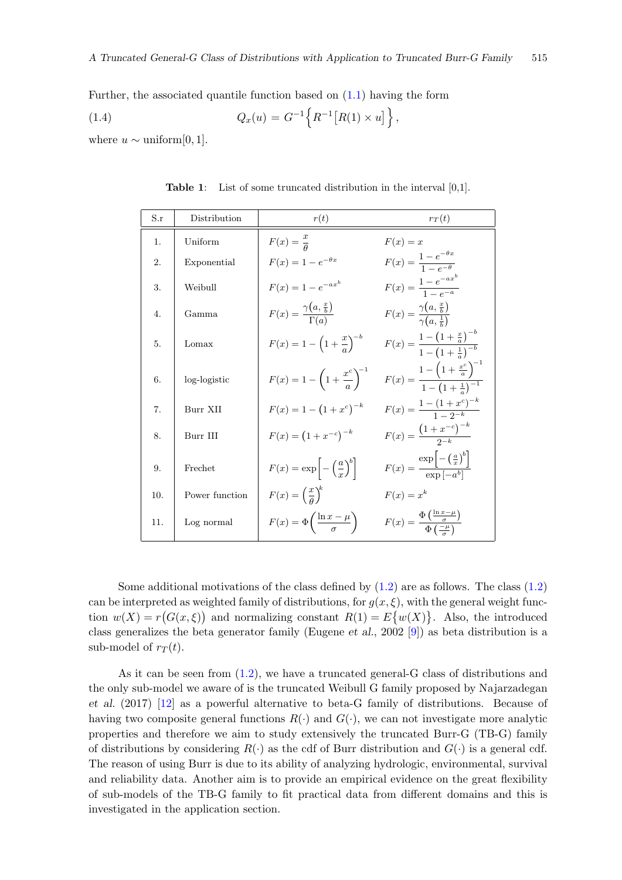Further, the associated quantile function based on (1.1) having the form

$$Q_x(u) = G^{-1}\Big\{R^{-1}\big[R(1)\times u\big]\Big\}, \tag{1.4}$$

where $u \sim \text{uniform}[0,1]$.

**Table 1**: List of some truncated distribution in the interval [0,1].

| S.r | Distribution | $r(t)$ | $r_T(t)$ |
|---|---|---|---|
| 1. | Uniform | $F(x) = \dfrac{x}{\theta}$ | $F(x) = x$ |
| 2. | Exponential | $F(x) = 1 - e^{-\theta x}$ | $F(x) = \dfrac{1-e^{-\theta x}}{1-e^{-\theta}}$ |
| 3. | Weibull | $F(x) = 1 - e^{-ax^b}$ | $F(x) = \dfrac{1-e^{-ax^b}}{1-e^{-a}}$ |
| 4. | Gamma | $F(x) = \dfrac{\gamma\big(a,\frac{x}{b}\big)}{\Gamma(a)}$ | $F(x) = \dfrac{\gamma\big(a,\frac{x}{b}\big)}{\gamma\big(a,\frac{1}{b}\big)}$ |
| 5. | Lomax | $F(x) = 1 - \left(1+\dfrac{x}{a}\right)^{-b}$ | $F(x) = \dfrac{1-\left(1+\frac{x}{a}\right)^{-b}}{1-\left(1+\frac{1}{a}\right)^{-b}}$ |
| 6. | log-logistic | $F(x) = 1 - \left(1+\dfrac{x^c}{a}\right)^{-1}$ | $F(x) = \dfrac{1-\left(1+\frac{x^c}{a}\right)^{-1}}{1-\left(1+\frac{1}{a}\right)^{-1}}$ |
| 7. | Burr XII | $F(x) = 1 - \left(1+x^c\right)^{-k}$ | $F(x) = \dfrac{1-(1+x^c)^{-k}}{1-2^{-k}}$ |
| 8. | Burr III | $F(x) = \left(1+x^{-c}\right)^{-k}$ | $F(x) = \dfrac{\left(1+x^{-c}\right)^{-k}}{2^{-k}}$ |
| 9. | Frechet | $F(x) = \exp\left[-\left(\dfrac{a}{x}\right)^b\right]$ | $F(x) = \dfrac{\exp\left[-\left(\frac{a}{x}\right)^b\right]}{\exp\left[-a^b\right]}$ |
| 10. | Power function | $F(x) = \left(\dfrac{x}{\theta}\right)^k$ | $F(x) = x^k$ |
| 11. | Log normal | $F(x) = \Phi\left(\dfrac{\ln x-\mu}{\sigma}\right)$ | $F(x) = \dfrac{\Phi\left(\frac{\ln x-\mu}{\sigma}\right)}{\Phi\left(\frac{-\mu}{\sigma}\right)}$ |

Some additional motivations of the class defined by (1.2) are as follows. The class (1.2) can be interpreted as weighted family of distributions, for $g(x,\xi)$, with the general weight function $w(X) = r\big(G(x,\xi)\big)$ and normalizing constant $R(1) = E\big\{w(X)\big\}$. Also, the introduced class generalizes the beta generator family (Eugene *et al.*, 2002 [9]) as beta distribution is a sub-model of $r_T(t)$.

As it can be seen from (1.2), we have a truncated general-G class of distributions and the only sub-model we aware of is the truncated Weibull G family proposed by Najarzadegan *et al.* (2017) [12] as a powerful alternative to beta-G family of distributions. Because of having two composite general functions $R(\cdot)$ and $G(\cdot)$, we can not investigate more analytic properties and therefore we aim to study extensively the truncated Burr-G (TB-G) family of distributions by considering $R(\cdot)$ as the cdf of Burr distribution and $G(\cdot)$ is a general cdf. The reason of using Burr is due to its ability of analyzing hydrologic, environmental, survival and reliability data. Another aim is to provide an empirical evidence on the great flexibility of sub-models of the TB-G family to fit practical data from different domains and this is investigated in the application section.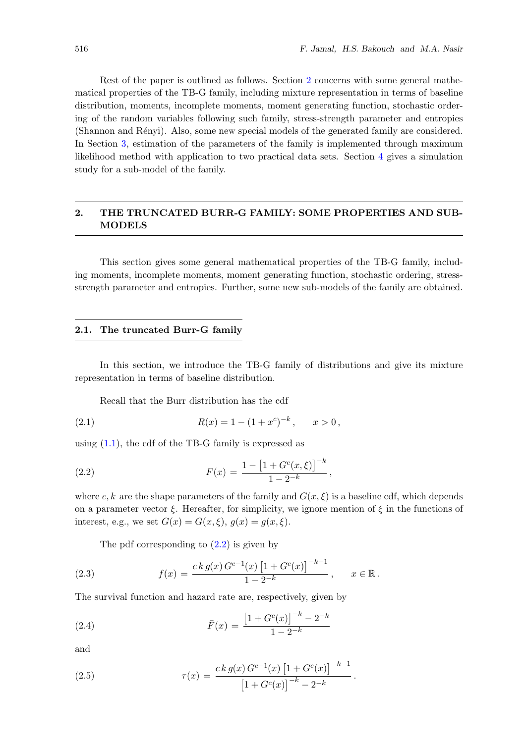Rest of the paper is outlined as follows. Section 2 concerns with some general mathematical properties of the TB-G family, including mixture representation in terms of baseline distribution, moments, incomplete moments, moment generating function, stochastic ordering of the random variables following such family, stress-strength parameter and entropies (Shannon and Rényi). Also, some new special models of the generated family are considered. In Section 3, estimation of the parameters of the family is implemented through maximum likelihood method with application to two practical data sets. Section 4 gives a simulation study for a sub-model of the family.

## 2. THE TRUNCATED BURR-G FAMILY: SOME PROPERTIES AND SUB-MODELS

This section gives some general mathematical properties of the TB-G family, including moments, incomplete moments, moment generating function, stochastic ordering, stress-strength parameter and entropies. Further, some new sub-models of the family are obtained.

### 2.1. The truncated Burr-G family

In this section, we introduce the TB-G family of distributions and give its mixture representation in terms of baseline distribution.

Recall that the Burr distribution has the cdf

$$R(x) = 1 - (1 + x^c)^{-k}\,, \qquad x > 0\,, \tag{2.1}$$

using (1.1), the cdf of the TB-G family is expressed as

$$F(x) = \frac{1 - \left[1 + G^c(x,\xi)\right]^{-k}}{1 - 2^{-k}}\,, \tag{2.2}$$

where $c, k$ are the shape parameters of the family and $G(x, \xi)$ is a baseline cdf, which depends on a parameter vector $\xi$. Hereafter, for simplicity, we ignore mention of $\xi$ in the functions of interest, e.g., we set $G(x) = G(x, \xi)$, $g(x) = g(x, \xi)$.

The pdf corresponding to (2.2) is given by

$$f(x) = \frac{c\,k\,g(x)\,G^{c-1}(x)\left[1 + G^c(x)\right]^{-k-1}}{1 - 2^{-k}}\,, \qquad x \in \mathbb{R}\,. \tag{2.3}$$

The survival function and hazard rate are, respectively, given by

$$\bar{F}(x) = \frac{\left[1 + G^c(x)\right]^{-k} - 2^{-k}}{1 - 2^{-k}} \tag{2.4}$$

and

$$\tau(x) = \frac{c\,k\,g(x)\,G^{c-1}(x)\left[1 + G^c(x)\right]^{-k-1}}{\left[1 + G^c(x)\right]^{-k} - 2^{-k}}\,. \tag{2.5}$$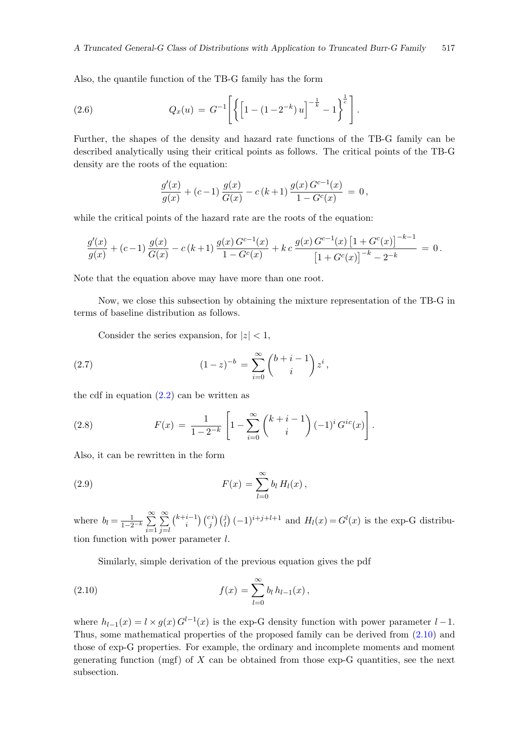Also, the quantile function of the TB-G family has the form

$$Q_x(u) \,=\, G^{-1}\left[\left\{\left[1-(1-2^{-k})\,u\right]^{-\frac{1}{k}}-1\right\}^{\frac{1}{c}}\right]. \tag{2.6}$$

Further, the shapes of the density and hazard rate functions of the TB-G family can be described analytically using their critical points as follows. The critical points of the TB-G density are the roots of the equation:

$$\frac{g'(x)}{g(x)}+(c-1)\,\frac{g(x)}{G(x)}-c\,(k+1)\,\frac{g(x)\,G^{c-1}(x)}{1-G^{c}(x)} \,=\, 0\,,$$

while the critical points of the hazard rate are the roots of the equation:

$$\frac{g'(x)}{g(x)}+(c-1)\,\frac{g(x)}{G(x)}-c\,(k+1)\,\frac{g(x)\,G^{c-1}(x)}{1-G^{c}(x)}+k\,c\,\frac{g(x)\,G^{c-1}(x)\left[1+G^{c}(x)\right]^{-k-1}}{\left[1+G^{c}(x)\right]^{-k}-2^{-k}} \,=\, 0\,.$$

Note that the equation above may have more than one root.

Now, we close this subsection by obtaining the mixture representation of the TB-G in terms of baseline distribution as follows.

Consider the series expansion, for $|z|<1$,

$$(1-z)^{-b} \,=\, \sum_{i=0}^{\infty}\binom{b+i-1}{i}\,z^{i}\,, \tag{2.7}$$

the cdf in equation (2.2) can be written as

$$F(x) \,=\, \frac{1}{1-2^{-k}}\left[1-\sum_{i=0}^{\infty}\binom{k+i-1}{i}\,(-1)^{i}\,G^{ic}(x)\right]. \tag{2.8}$$

Also, it can be rewritten in the form

$$F(x) = \sum_{l=0}^{\infty} b_l\,H_l(x)\,, \tag{2.9}$$

where $b_l = \frac{1}{1-2^{-k}}\sum_{i=1}^{\infty}\sum_{j=l}^{\infty}\binom{k+i-1}{i}\binom{c\,i}{j}\binom{j}{l}(-1)^{i+j+l+1}$ and $H_l(x) = G^{l}(x)$ is the exp-G distribution function with power parameter $l$.

Similarly, simple derivation of the previous equation gives the pdf

$$f(x) = \sum_{l=0}^{\infty} b_l\,h_{l-1}(x)\,, \tag{2.10}$$

where $h_{l-1}(x) = l\times g(x)\,G^{l-1}(x)$ is the exp-G density function with power parameter $l-1$. Thus, some mathematical properties of the proposed family can be derived from (2.10) and those of exp-G properties. For example, the ordinary and incomplete moments and moment generating function (mgf) of $X$ can be obtained from those exp-G quantities, see the next subsection.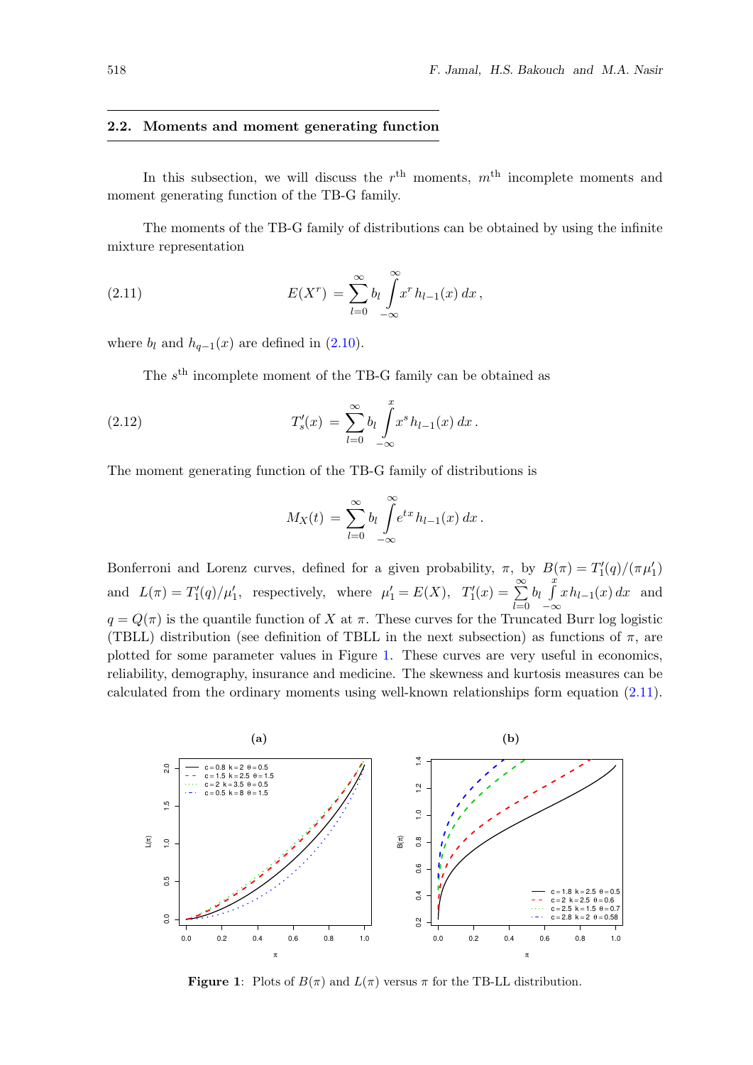### 2.2. Moments and moment generating function

In this subsection, we will discuss the $r^{\text{th}}$ moments, $m^{\text{th}}$ incomplete moments and moment generating function of the TB-G family.

The moments of the TB-G family of distributions can be obtained by using the infinite mixture representation

$$E(X^r) = \sum_{l=0}^{\infty} b_l \int_{-\infty}^{\infty} x^r \, h_{l-1}(x)\, dx\,, \tag{2.11}$$

where $b_l$ and $h_{q-1}(x)$ are defined in (2.10).

The $s^{\text{th}}$ incomplete moment of the TB-G family can be obtained as

$$T'_s(x) = \sum_{l=0}^{\infty} b_l \int_{-\infty}^{x} x^s \, h_{l-1}(x)\, dx\,. \tag{2.12}$$

The moment generating function of the TB-G family of distributions is

$$M_X(t) = \sum_{l=0}^{\infty} b_l \int_{-\infty}^{\infty} e^{tx} \, h_{l-1}(x)\, dx\,.$$

Bonferroni and Lorenz curves, defined for a given probability, $\pi$, by $B(\pi) = T'_1(q)/(\pi\mu'_1)$ and $L(\pi) = T'_1(q)/\mu'_1$, respectively, where $\mu'_1 = E(X)$, $T'_1(x) = \sum_{l=0}^{\infty} b_l \int_{-\infty}^{x} x\, h_{l-1}(x)\, dx$ and $q = Q(\pi)$ is the quantile function of $X$ at $\pi$. These curves for the Truncated Burr log logistic (TBLL) distribution (see definition of TBLL in the next subsection) as functions of $\pi$, are plotted for some parameter values in Figure 1. These curves are very useful in economics, reliability, demography, insurance and medicine. The skewness and kurtosis measures can be calculated from the ordinary moments using well-known relationships form equation (2.11).

**Figure 1**: Plots of $B(\pi)$ and $L(\pi)$ versus $\pi$ for the TB-LL distribution.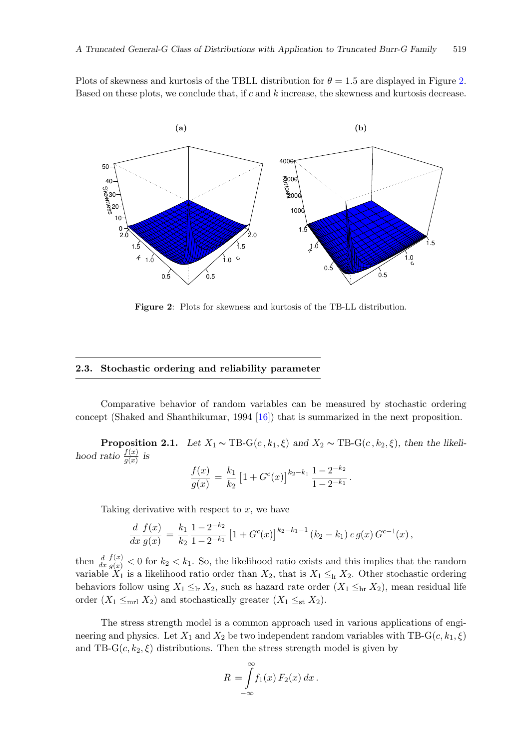Plots of skewness and kurtosis of the TBLL distribution for $\theta = 1.5$ are displayed in Figure 2. Based on these plots, we conclude that, if $c$ and $k$ increase, the skewness and kurtosis decrease.

**Figure 2**: Plots for skewness and kurtosis of the TB-LL distribution.

## 2.3. Stochastic ordering and reliability parameter

Comparative behavior of random variables can be measured by stochastic ordering concept (Shaked and Shanthikumar, 1994 [16]) that is summarized in the next proposition.

**Proposition 2.1.** *Let $X_1 \sim \text{TB-G}(c, k_1, \xi)$ and $X_2 \sim \text{TB-G}(c, k_2, \xi)$, then the likelihood ratio $\frac{f(x)}{g(x)}$ is*

$$\frac{f(x)}{g(x)} = \frac{k_1}{k_2} \left[1 + G^c(x)\right]^{k_2 - k_1} \frac{1 - 2^{-k_2}}{1 - 2^{-k_1}}\,.$$

Taking derivative with respect to $x$, we have

$$\frac{d}{dx}\frac{f(x)}{g(x)} = \frac{k_1}{k_2}\,\frac{1 - 2^{-k_2}}{1 - 2^{-k_1}} \left[1 + G^c(x)\right]^{k_2 - k_1 - 1} (k_2 - k_1)\, c\, g(x)\, G^{c-1}(x)\,,$$

then $\frac{d}{dx}\frac{f(x)}{g(x)} < 0$ for $k_2 < k_1$. So, the likelihood ratio exists and this implies that the random variable $X_1$ is a likelihood ratio order than $X_2$, that is $X_1 \leq_{\text{lr}} X_2$. Other stochastic ordering behaviors follow using $X_1 \leq_{\text{lr}} X_2$, such as hazard rate order ($X_1 \leq_{\text{hr}} X_2$), mean residual life order ($X_1 \leq_{\text{mrl}} X_2$) and stochastically greater ($X_1 \leq_{\text{st}} X_2$).

The stress strength model is a common approach used in various applications of engineering and physics. Let $X_1$ and $X_2$ be two independent random variables with $\text{TB-G}(c, k_1, \xi)$ and $\text{TB-G}(c, k_2, \xi)$ distributions. Then the stress strength model is given by

$$R = \int_{-\infty}^{\infty} f_1(x)\, F_2(x)\, dx\,.$$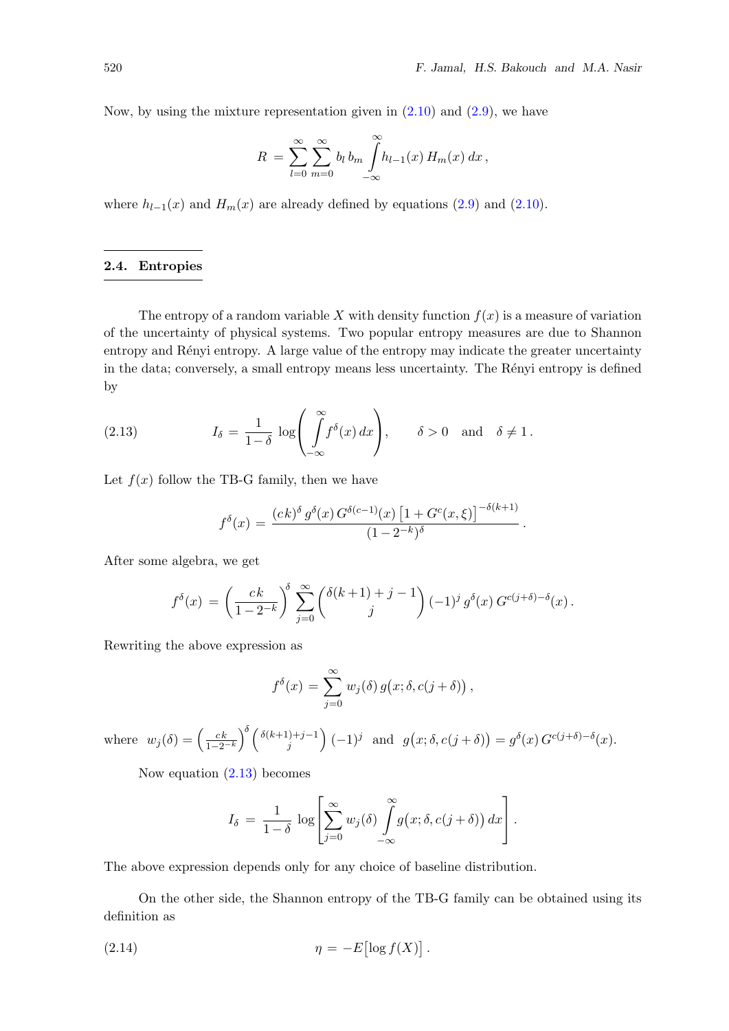Now, by using the mixture representation given in (2.10) and (2.9), we have

$$R = \sum_{l=0}^{\infty}\sum_{m=0}^{\infty} b_l\, b_m \int_{-\infty}^{\infty} h_{l-1}(x)\, H_m(x)\, dx\,,$$

where $h_{l-1}(x)$ and $H_m(x)$ are already defined by equations (2.9) and (2.10).

## 2.4. Entropies

The entropy of a random variable $X$ with density function $f(x)$ is a measure of variation of the uncertainty of physical systems. Two popular entropy measures are due to Shannon entropy and Rényi entropy. A large value of the entropy may indicate the greater uncertainty in the data; conversely, a small entropy means less uncertainty. The Rényi entropy is defined by

$$I_\delta = \frac{1}{1-\delta}\log\left(\int_{-\infty}^{\infty} f^{\delta}(x)\, dx\right), \qquad \delta > 0 \quad \text{and} \quad \delta \neq 1\,. \tag{2.13}$$

Let $f(x)$ follow the TB-G family, then we have

$$f^{\delta}(x) = \frac{(ck)^{\delta}\, g^{\delta}(x)\, G^{\delta(c-1)}(x)\left[1+G^{c}(x,\xi)\right]^{-\delta(k+1)}}{(1-2^{-k})^{\delta}}\,.$$

After some algebra, we get

$$f^{\delta}(x) = \left(\frac{ck}{1-2^{-k}}\right)^{\delta}\sum_{j=0}^{\infty}\binom{\delta(k+1)+j-1}{j}(-1)^j\, g^{\delta}(x)\, G^{c(j+\delta)-\delta}(x)\,.$$

Rewriting the above expression as

$$f^{\delta}(x) = \sum_{j=0}^{\infty} w_j(\delta)\, g\big(x;\delta,c(j+\delta)\big)\,,$$

where $w_j(\delta) = \left(\frac{ck}{1-2^{-k}}\right)^{\delta}\binom{\delta(k+1)+j-1}{j}(-1)^j$ and $g\big(x;\delta,c(j+\delta)\big) = g^{\delta}(x)\, G^{c(j+\delta)-\delta}(x)$.

Now equation (2.13) becomes

$$I_\delta = \frac{1}{1-\delta}\log\left[\sum_{j=0}^{\infty} w_j(\delta)\int_{-\infty}^{\infty} g\big(x;\delta,c(j+\delta)\big)\, dx\right].$$

The above expression depends only for any choice of baseline distribution.

On the other side, the Shannon entropy of the TB-G family can be obtained using its definition as

$$\eta = -E\big[\log f(X)\big]\,. \tag{2.14}$$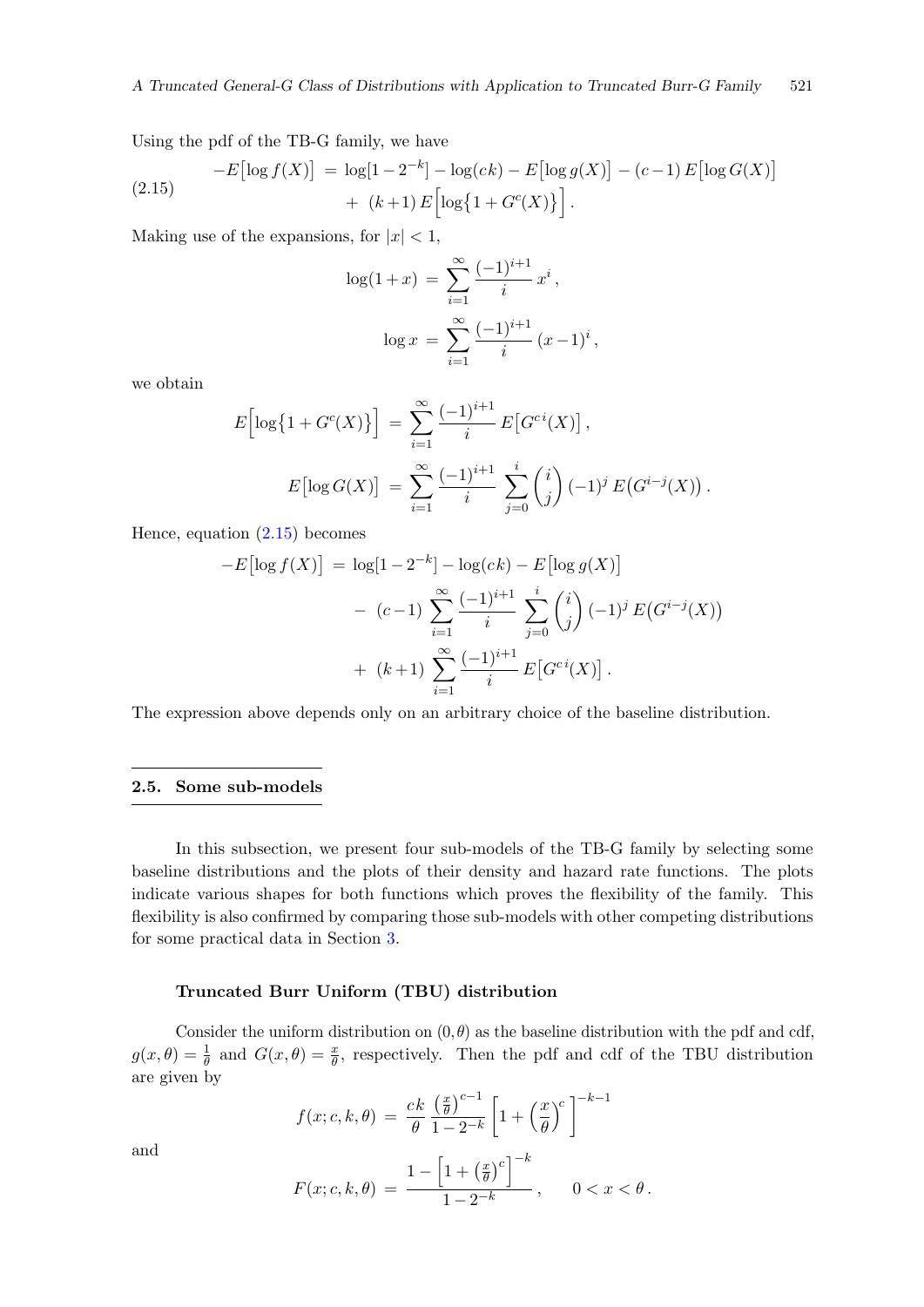Using the pdf of the TB-G family, we have

$$
\begin{aligned}
-E\big[\log f(X)\big] \;=\; & \log[1-2^{-k}] - \log(ck) - E\big[\log g(X)\big] - (c-1)\,E\big[\log G(X)\big] \\
& +\; (k+1)\,E\Big[\log\big\{1+G^{c}(X)\big\}\Big]\,.
\end{aligned}
\tag{2.15}
$$

Making use of the expansions, for $|x|<1$,

$$
\log(1+x) \;=\; \sum_{i=1}^{\infty} \frac{(-1)^{i+1}}{i}\, x^{i}\,,
$$

$$
\log x \;=\; \sum_{i=1}^{\infty} \frac{(-1)^{i+1}}{i}\, (x-1)^{i}\,,
$$

we obtain

$$
E\Big[\log\big\{1+G^{c}(X)\big\}\Big] \;=\; \sum_{i=1}^{\infty} \frac{(-1)^{i+1}}{i}\, E\big[G^{c\,i}(X)\big]\,,
$$

$$
E\big[\log G(X)\big] \;=\; \sum_{i=1}^{\infty} \frac{(-1)^{i+1}}{i} \sum_{j=0}^{i} \binom{i}{j} (-1)^{j}\, E\big(G^{i-j}(X)\big)\,.
$$

Hence, equation (2.15) becomes

$$
\begin{aligned}
-E\big[\log f(X)\big] \;=\; & \log[1-2^{-k}] - \log(ck) - E\big[\log g(X)\big] \\
& -\; (c-1) \sum_{i=1}^{\infty} \frac{(-1)^{i+1}}{i} \sum_{j=0}^{i} \binom{i}{j} (-1)^{j}\, E\big(G^{i-j}(X)\big) \\
& +\; (k+1) \sum_{i=1}^{\infty} \frac{(-1)^{i+1}}{i}\, E\big[G^{c\,i}(X)\big]\,.
\end{aligned}
$$

The expression above depends only on an arbitrary choice of the baseline distribution.

## 2.5. Some sub-models

In this subsection, we present four sub-models of the TB-G family by selecting some baseline distributions and the plots of their density and hazard rate functions. The plots indicate various shapes for both functions which proves the flexibility of the family. This flexibility is also confirmed by comparing those sub-models with other competing distributions for some practical data in Section 3.

### Truncated Burr Uniform (TBU) distribution

Consider the uniform distribution on $(0,\theta)$ as the baseline distribution with the pdf and cdf, $g(x,\theta)=\frac{1}{\theta}$ and $G(x,\theta)=\frac{x}{\theta}$, respectively. Then the pdf and cdf of the TBU distribution are given by

$$
f(x;c,k,\theta) \;=\; \frac{ck}{\theta}\, \frac{\left(\frac{x}{\theta}\right)^{c-1}}{1-2^{-k}} \left[1+\left(\frac{x}{\theta}\right)^{c}\,\right]^{-k-1}
$$

and

$$
F(x;c,k,\theta) \;=\; \frac{1-\left[1+\left(\frac{x}{\theta}\right)^{c}\right]^{-k}}{1-2^{-k}}\,, \qquad 0<x<\theta\,.
$$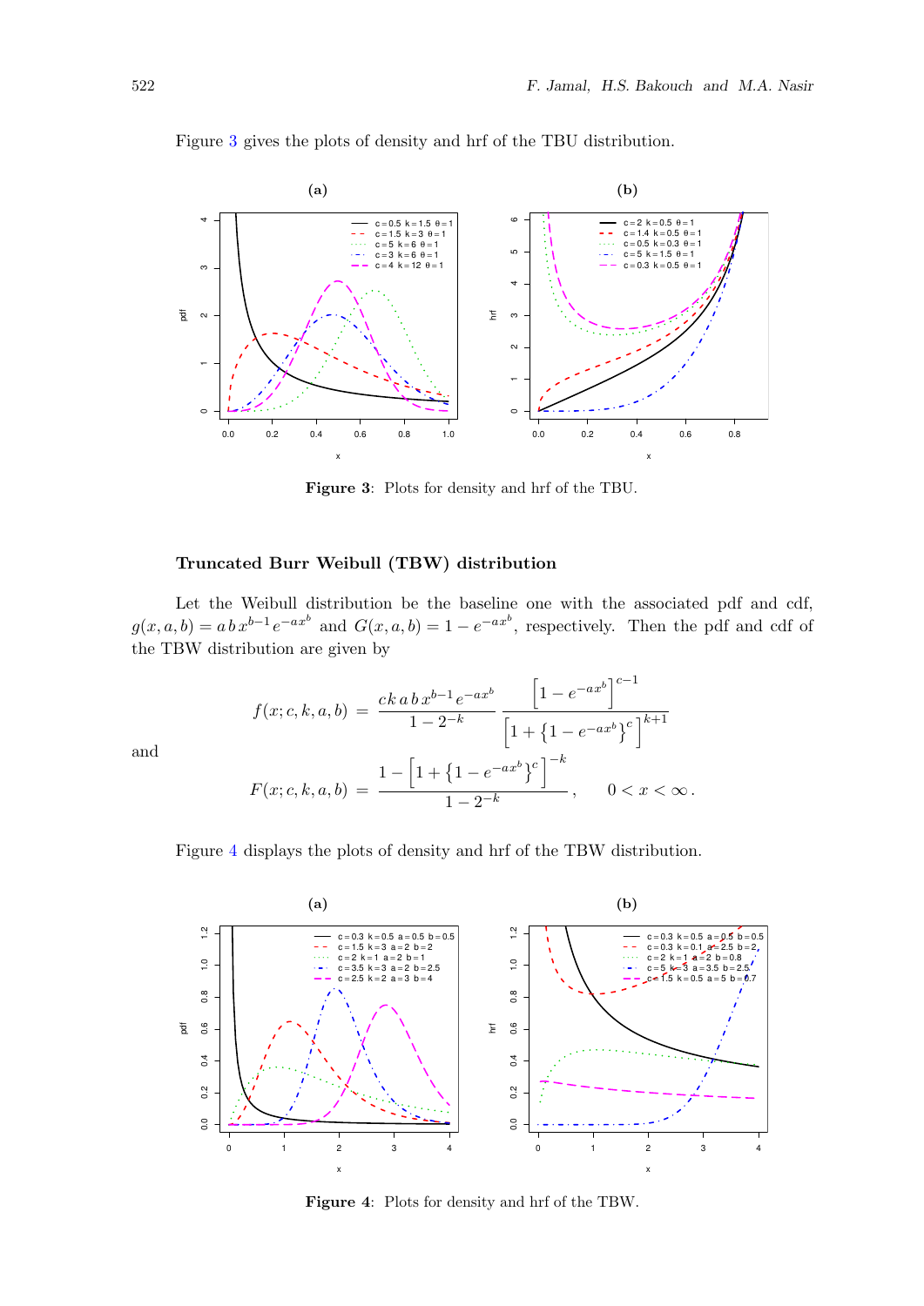Figure 3 gives the plots of density and hrf of the TBU distribution.

**Figure 3**: Plots for density and hrf of the TBU.

### Truncated Burr Weibull (TBW) distribution

Let the Weibull distribution be the baseline one with the associated pdf and cdf, $g(x, a, b) = a\, b\, x^{b-1} e^{-ax^b}$ and $G(x, a, b) = 1 - e^{-ax^b}$, respectively. Then the pdf and cdf of the TBW distribution are given by

$$f(x; c, k, a, b) = \frac{ck\, a\, b\, x^{b-1} e^{-ax^b}}{1 - 2^{-k}} \, \frac{\left[1 - e^{-ax^b}\right]^{c-1}}{\left[1 + \left\{1 - e^{-ax^b}\right\}^c\right]^{k+1}}$$

and

$$F(x; c, k, a, b) = \frac{1 - \left[1 + \left\{1 - e^{-ax^b}\right\}^c\right]^{-k}}{1 - 2^{-k}}, \qquad 0 < x < \infty\,.$$

Figure 4 displays the plots of density and hrf of the TBW distribution.

**Figure 4**: Plots for density and hrf of the TBW.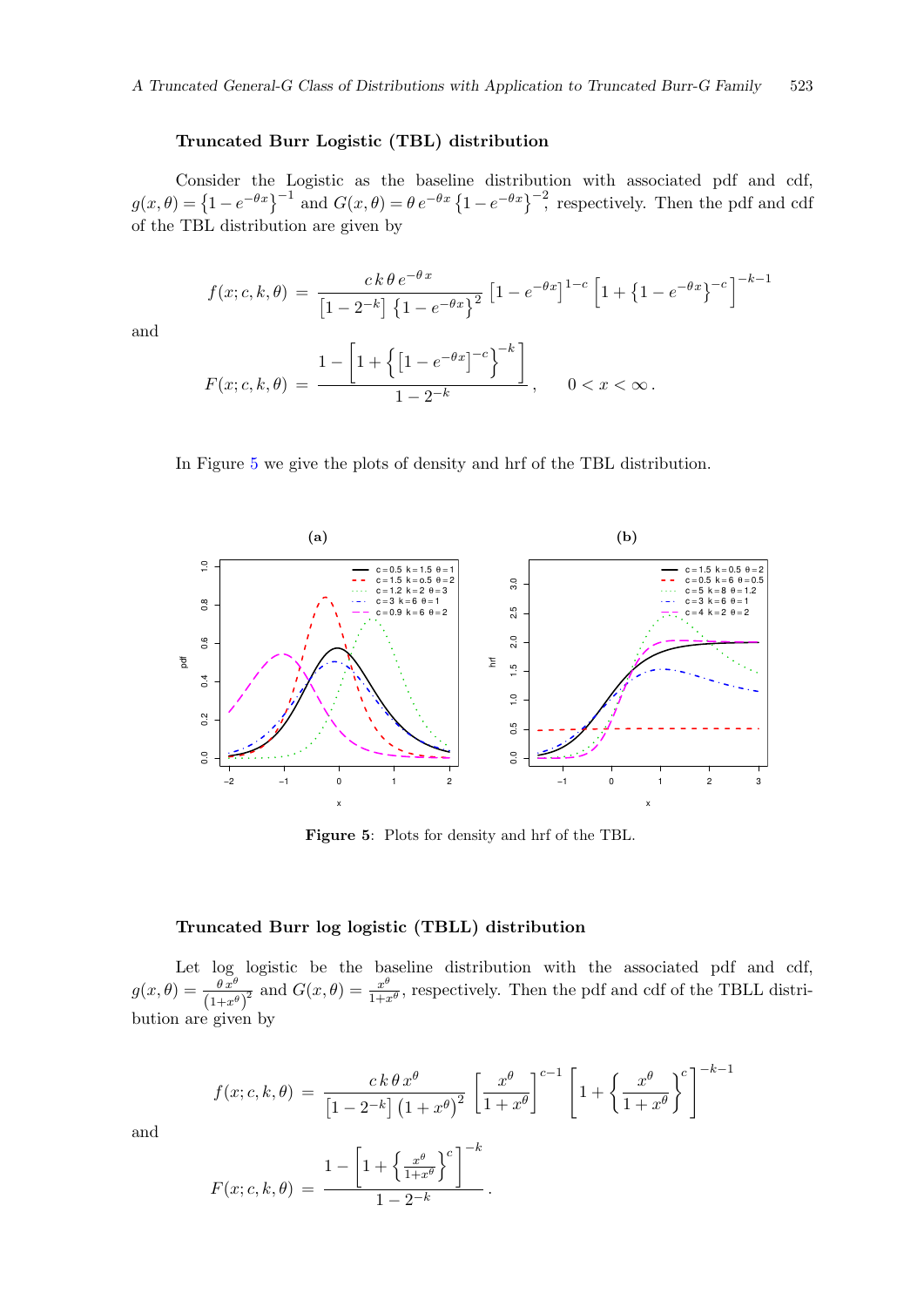### Truncated Burr Logistic (TBL) distribution

Consider the Logistic as the baseline distribution with associated pdf and cdf, $g(x,\theta) = \left\{1 - e^{-\theta x}\right\}^{-1}$ and $G(x,\theta) = \theta\, e^{-\theta x}\left\{1 - e^{-\theta x}\right\}^{-2}$, respectively. Then the pdf and cdf of the TBL distribution are given by

$$f(x;c,k,\theta) \;=\; \frac{c\,k\,\theta\, e^{-\theta\, x}}{\left[1-2^{-k}\right]\left\{1-e^{-\theta x}\right\}^{2}} \left[1-e^{-\theta x}\right]^{1-c} \left[1+\left\{1-e^{-\theta x}\right\}^{-c}\right]^{-k-1}$$

and

$$F(x;c,k,\theta) \;=\; \frac{1-\left[1+\left\{\left[1-e^{-\theta x}\right]^{-c}\right\}^{-k}\right]}{1-2^{-k}}, \qquad 0<x<\infty\,.$$

In Figure 5 we give the plots of density and hrf of the TBL distribution.

**Figure 5**: Plots for density and hrf of the TBL.

### Truncated Burr log logistic (TBLL) distribution

Let log logistic be the baseline distribution with the associated pdf and cdf, $g(x,\theta) = \frac{\theta\, x^{\theta}}{\left(1+x^{\theta}\right)^{2}}$ and $G(x,\theta) = \frac{x^{\theta}}{1+x^{\theta}}$, respectively. Then the pdf and cdf of the TBLL distribution are given by

$$f(x;c,k,\theta) \;=\; \frac{c\,k\,\theta\, x^{\theta}}{\left[1-2^{-k}\right]\left(1+x^{\theta}\right)^{2}} \left[\frac{x^{\theta}}{1+x^{\theta}}\right]^{c-1} \left[1+\left\{\frac{x^{\theta}}{1+x^{\theta}}\right\}^{c}\right]^{-k-1}$$

and

$$F(x;c,k,\theta) \;=\; \frac{1-\left[1+\left\{\frac{x^{\theta}}{1+x^{\theta}}\right\}^{c}\right]^{-k}}{1-2^{-k}}\,.$$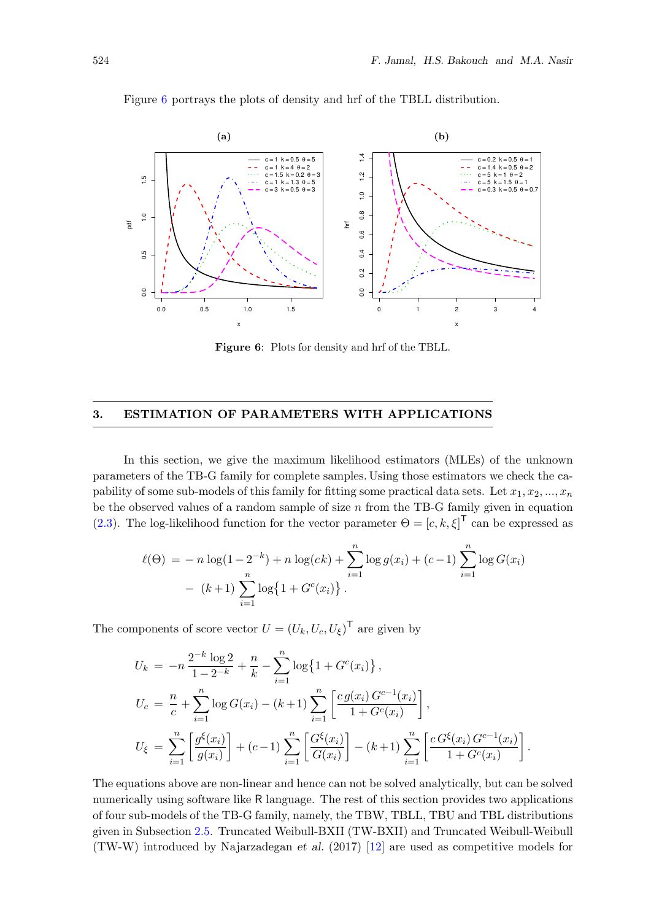Figure 6 portrays the plots of density and hrf of the TBLL distribution.

**Figure 6**: Plots for density and hrf of the TBLL.

## 3. ESTIMATION OF PARAMETERS WITH APPLICATIONS

In this section, we give the maximum likelihood estimators (MLEs) of the unknown parameters of the TB-G family for complete samples. Using those estimators we check the capability of some sub-models of this family for fitting some practical data sets. Let $x_1, x_2, ..., x_n$ be the observed values of a random sample of size $n$ from the TB-G family given in equation (2.3). The log-likelihood function for the vector parameter $\Theta = [c, k, \xi]^\mathsf{T}$ can be expressed as

$$\ell(\Theta) \;=\; -\,n\,\log(1-2^{-k}) + n\,\log(ck) + \sum_{i=1}^{n}\log g(x_i) + (c-1)\sum_{i=1}^{n}\log G(x_i) \\ -\;\;(k+1)\sum_{i=1}^{n}\log\bigl\{1+G^c(x_i)\bigr\}\,.$$

The components of score vector $U = (U_k, U_c, U_\xi)^\mathsf{T}$ are given by

$$U_k \;=\; -n\,\frac{2^{-k}\log 2}{1-2^{-k}} + \frac{n}{k} - \sum_{i=1}^{n}\log\bigl\{1+G^c(x_i)\bigr\}\,,$$

$$U_c \;=\; \frac{n}{c} + \sum_{i=1}^{n}\log G(x_i) - (k+1)\sum_{i=1}^{n}\left[\frac{c\,g(x_i)\,G^{c-1}(x_i)}{1+G^c(x_i)}\right],$$

$$U_\xi \;=\; \sum_{i=1}^{n}\left[\frac{g^\xi(x_i)}{g(x_i)}\right] + (c-1)\sum_{i=1}^{n}\left[\frac{G^\xi(x_i)}{G(x_i)}\right] - (k+1)\sum_{i=1}^{n}\left[\frac{c\,G^\xi(x_i)\,G^{c-1}(x_i)}{1+G^c(x_i)}\right].$$

The equations above are non-linear and hence can not be solved analytically, but can be solved numerically using software like R language. The rest of this section provides two applications of four sub-models of the TB-G family, namely, the TBW, TBLL, TBU and TBL distributions given in Subsection 2.5. Truncated Weibull-BXII (TW-BXII) and Truncated Weibull-Weibull (TW-W) introduced by Najarzadegan *et al.* (2017) [12] are used as competitive models for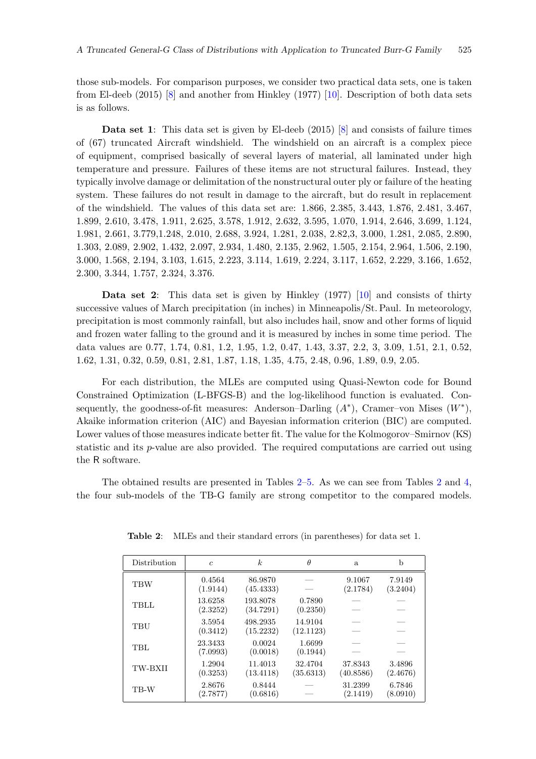those sub-models. For comparison purposes, we consider two practical data sets, one is taken from El-deeb (2015) [8] and another from Hinkley (1977) [10]. Description of both data sets is as follows.

**Data set 1**: This data set is given by El-deeb (2015) [8] and consists of failure times of (67) truncated Aircraft windshield. The windshield on an aircraft is a complex piece of equipment, comprised basically of several layers of material, all laminated under high temperature and pressure. Failures of these items are not structural failures. Instead, they typically involve damage or delimitation of the nonstructural outer ply or failure of the heating system. These failures do not result in damage to the aircraft, but do result in replacement of the windshield. The values of this data set are: 1.866, 2.385, 3.443, 1.876, 2.481, 3.467, 1.899, 2.610, 3.478, 1.911, 2.625, 3.578, 1.912, 2.632, 3.595, 1.070, 1.914, 2.646, 3.699, 1.124, 1.981, 2.661, 3.779,1.248, 2.010, 2.688, 3.924, 1.281, 2.038, 2.82,3, 3.000, 1.281, 2.085, 2.890, 1.303, 2.089, 2.902, 1.432, 2.097, 2.934, 1.480, 2.135, 2.962, 1.505, 2.154, 2.964, 1.506, 2.190, 3.000, 1.568, 2.194, 3.103, 1.615, 2.223, 3.114, 1.619, 2.224, 3.117, 1.652, 2.229, 3.166, 1.652, 2.300, 3.344, 1.757, 2.324, 3.376.

**Data set 2**: This data set is given by Hinkley (1977) [10] and consists of thirty successive values of March precipitation (in inches) in Minneapolis/St. Paul. In meteorology, precipitation is most commonly rainfall, but also includes hail, snow and other forms of liquid and frozen water falling to the ground and it is measured by inches in some time period. The data values are 0.77, 1.74, 0.81, 1.2, 1.95, 1.2, 0.47, 1.43, 3.37, 2.2, 3, 3.09, 1.51, 2.1, 0.52, 1.62, 1.31, 0.32, 0.59, 0.81, 2.81, 1.87, 1.18, 1.35, 4.75, 2.48, 0.96, 1.89, 0.9, 2.05.

For each distribution, the MLEs are computed using Quasi-Newton code for Bound Constrained Optimization (L-BFGS-B) and the log-likelihood function is evaluated. Consequently, the goodness-of-fit measures: Anderson–Darling ($A^*$), Cramer–von Mises ($W^*$), Akaike information criterion (AIC) and Bayesian information criterion (BIC) are computed. Lower values of those measures indicate better fit. The value for the Kolmogorov–Smirnov (KS) statistic and its $p$-value are also provided. The required computations are carried out using the R software.

The obtained results are presented in Tables 2–5. As we can see from Tables 2 and 4, the four sub-models of the TB-G family are strong competitor to the compared models.

**Table 2**: MLEs and their standard errors (in parentheses) for data set 1.

| Distribution | $c$ | $k$ | $\theta$ | a | b |
|---|---|---|---|---|---|
| TBW | 0.4564 (1.9144) | 86.9870 (45.4333) | — | 9.1067 (2.1784) | 7.9149 (3.2404) |
| TBLL | 13.6258 (2.3252) | 193.8078 (34.7291) | 0.7890 (0.2350) | — | — |
| TBU | 3.5954 (0.3412) | 498.2935 (15.2232) | 14.9104 (12.1123) | — | — |
| TBL | 23.3433 (7.0993) | 0.0024 (0.0018) | 1.6699 (0.1944) | — | — |
| TW-BXII | 1.2904 (0.3253) | 11.4013 (13.4118) | 32.4704 (35.6313) | 37.8343 (40.8586) | 3.4896 (2.4676) |
| TB-W | 2.8676 (2.7877) | 0.8444 (0.6816) | — | 31.2399 (2.1419) | 6.7846 (8.0910) |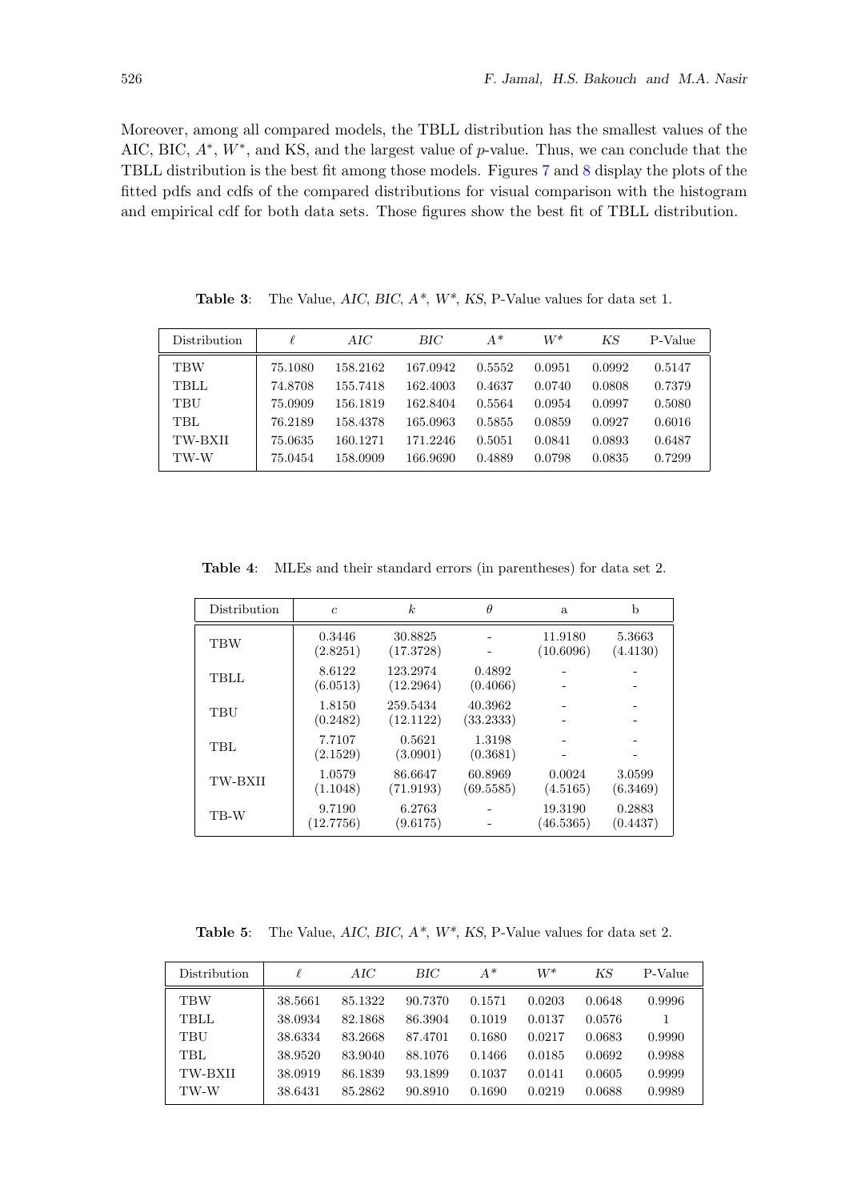Moreover, among all compared models, the TBLL distribution has the smallest values of the AIC, BIC, $A^*$, $W^*$, and KS, and the largest value of $p$-value. Thus, we can conclude that the TBLL distribution is the best fit among those models. Figures 7 and 8 display the plots of the fitted pdfs and cdfs of the compared distributions for visual comparison with the histogram and empirical cdf for both data sets. Those figures show the best fit of TBLL distribution.

**Table 3**: The Value, *AIC*, *BIC*, $A^*$, $W^*$, *KS*, P-Value values for data set 1.

| Distribution | $\ell$ | *AIC* | *BIC* | $A^*$ | $W^*$ | *KS* | P-Value |
|---|---|---|---|---|---|---|---|
| TBW | 75.1080 | 158.2162 | 167.0942 | 0.5552 | 0.0951 | 0.0992 | 0.5147 |
| TBLL | 74.8708 | 155.7418 | 162.4003 | 0.4637 | 0.0740 | 0.0808 | 0.7379 |
| TBU | 75.0909 | 156.1819 | 162.8404 | 0.5564 | 0.0954 | 0.0997 | 0.5080 |
| TBL | 76.2189 | 158.4378 | 165.0963 | 0.5855 | 0.0859 | 0.0927 | 0.6016 |
| TW-BXII | 75.0635 | 160.1271 | 171.2246 | 0.5051 | 0.0841 | 0.0893 | 0.6487 |
| TW-W | 75.0454 | 158.0909 | 166.9690 | 0.4889 | 0.0798 | 0.0835 | 0.7299 |

**Table 4**: MLEs and their standard errors (in parentheses) for data set 2.

| Distribution | $c$ | $k$ | $\theta$ | a | b |
|---|---|---|---|---|---|
| TBW | 0.3446<br>(2.8251) | 30.8825<br>(17.3728) | -<br>- | 11.9180<br>(10.6096) | 5.3663<br>(4.4130) |
| TBLL | 8.6122<br>(6.0513) | 123.2974<br>(12.2964) | 0.4892<br>(0.4066) | -<br>- | -<br>- |
| TBU | 1.8150<br>(0.2482) | 259.5434<br>(12.1122) | 40.3962<br>(33.2333) | -<br>- | -<br>- |
| TBL | 7.7107<br>(2.1529) | 0.5621<br>(3.0901) | 1.3198<br>(0.3681) | -<br>- | -<br>- |
| TW-BXII | 1.0579<br>(1.1048) | 86.6647<br>(71.9193) | 60.8969<br>(69.5585) | 0.0024<br>(4.5165) | 3.0599<br>(6.3469) |
| TB-W | 9.7190<br>(12.7756) | 6.2763<br>(9.6175) | -<br>- | 19.3190<br>(46.5365) | 0.2883<br>(0.4437) |

**Table 5**: The Value, *AIC*, *BIC*, $A^*$, $W^*$, *KS*, P-Value values for data set 2.

| Distribution | $\ell$ | *AIC* | *BIC* | $A^*$ | $W^*$ | *KS* | P-Value |
|---|---|---|---|---|---|---|---|
| TBW | 38.5661 | 85.1322 | 90.7370 | 0.1571 | 0.0203 | 0.0648 | 0.9996 |
| TBLL | 38.0934 | 82.1868 | 86.3904 | 0.1019 | 0.0137 | 0.0576 | 1 |
| TBU | 38.6334 | 83.2668 | 87.4701 | 0.1680 | 0.0217 | 0.0683 | 0.9990 |
| TBL | 38.9520 | 83.9040 | 88.1076 | 0.1466 | 0.0185 | 0.0692 | 0.9988 |
| TW-BXII | 38.0919 | 86.1839 | 93.1899 | 0.1037 | 0.0141 | 0.0605 | 0.9999 |
| TW-W | 38.6431 | 85.2862 | 90.8910 | 0.1690 | 0.0219 | 0.0688 | 0.9989 |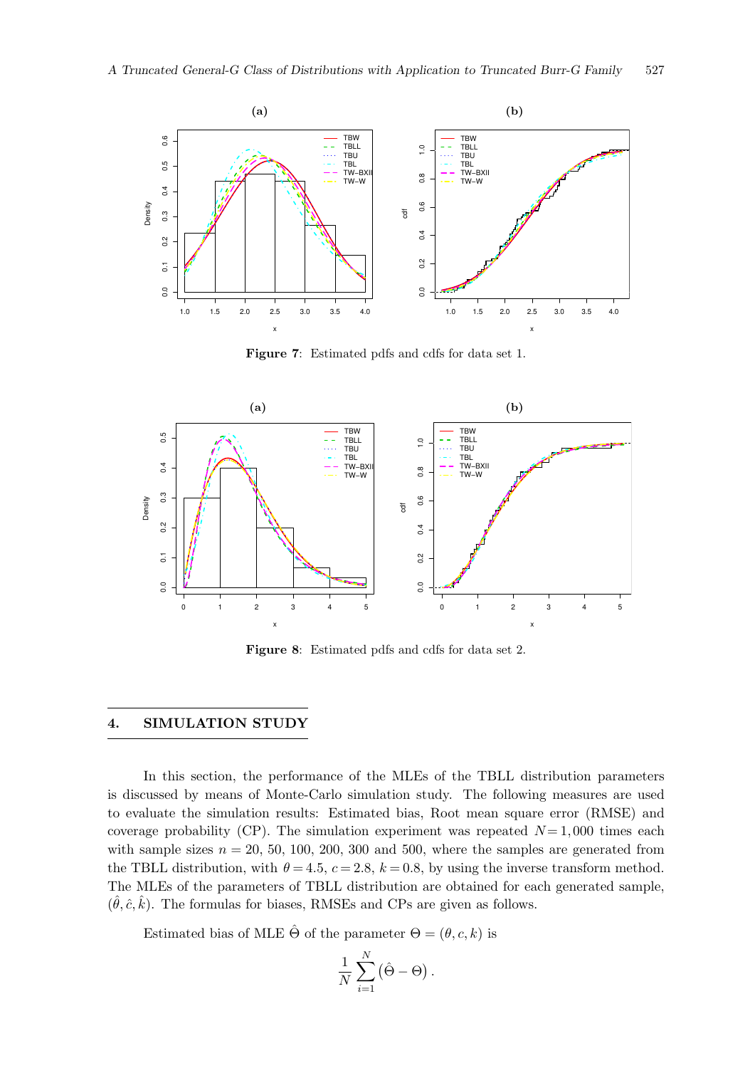**Figure 7**: Estimated pdfs and cdfs for data set 1.

**Figure 8**: Estimated pdfs and cdfs for data set 2.

## 4. SIMULATION STUDY

In this section, the performance of the MLEs of the TBLL distribution parameters is discussed by means of Monte-Carlo simulation study. The following measures are used to evaluate the simulation results: Estimated bias, Root mean square error (RMSE) and coverage probability (CP). The simulation experiment was repeated $N = 1,000$ times each with sample sizes $n = 20$, 50, 100, 200, 300 and 500, where the samples are generated from the TBLL distribution, with $\theta = 4.5$, $c = 2.8$, $k = 0.8$, by using the inverse transform method. The MLEs of the parameters of TBLL distribution are obtained for each generated sample, $(\hat{\theta}, \hat{c}, \hat{k})$. The formulas for biases, RMSEs and CPs are given as follows.

Estimated bias of MLE $\hat{\Theta}$ of the parameter $\Theta = (\theta, c, k)$ is

$$\frac{1}{N}\sum_{i=1}^{N}\left(\hat{\Theta} - \Theta\right).$$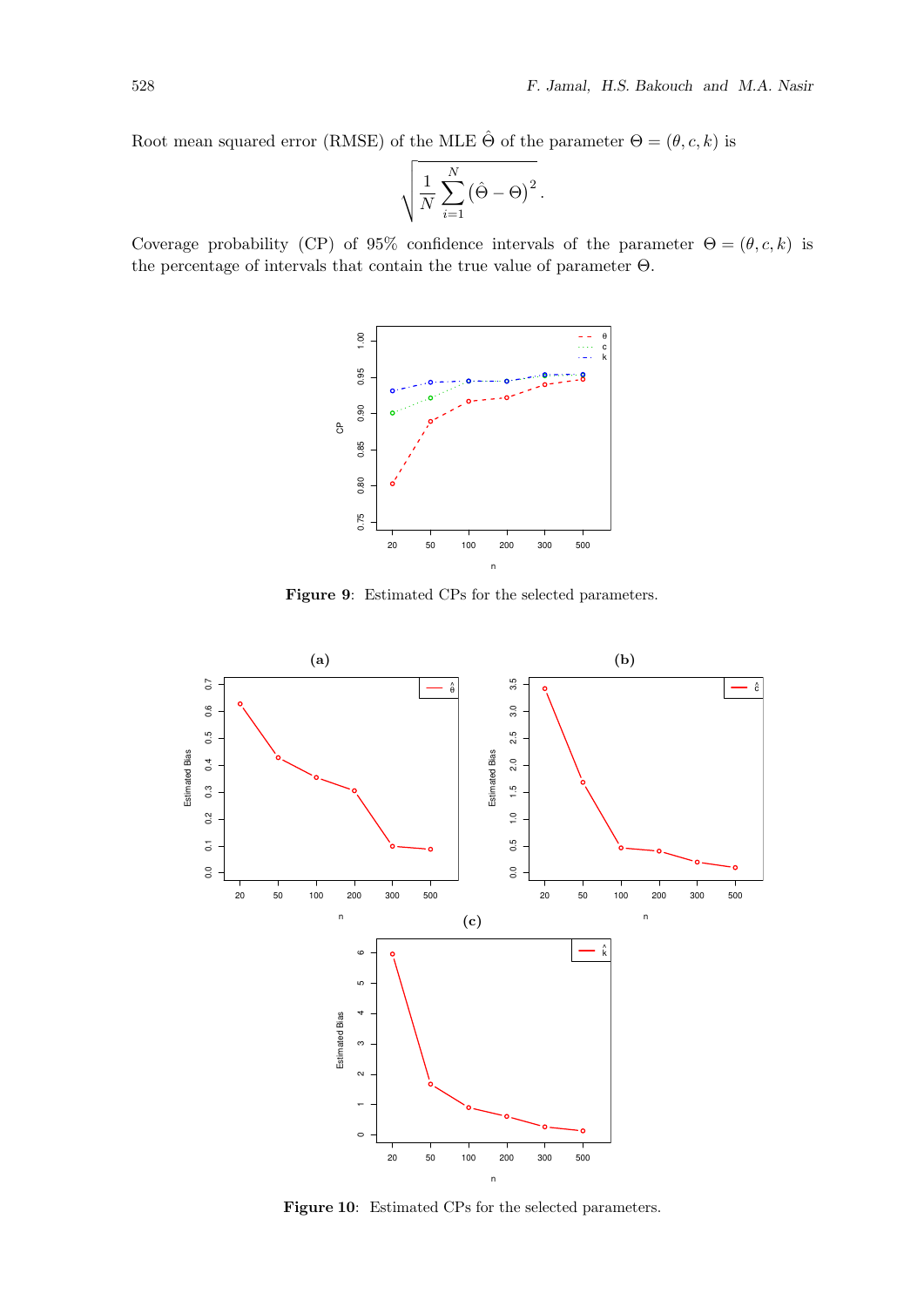Root mean squared error (RMSE) of the MLE $\hat{\Theta}$ of the parameter $\Theta = (\theta, c, k)$ is

$$\sqrt{\frac{1}{N}\sum_{i=1}^{N}\left(\hat{\Theta}-\Theta\right)^2}.$$

Coverage probability (CP) of 95% confidence intervals of the parameter $\Theta = (\theta, c, k)$ is the percentage of intervals that contain the true value of parameter $\Theta$.

**Figure 9**: Estimated CPs for the selected parameters.

**Figure 10**: Estimated CPs for the selected parameters.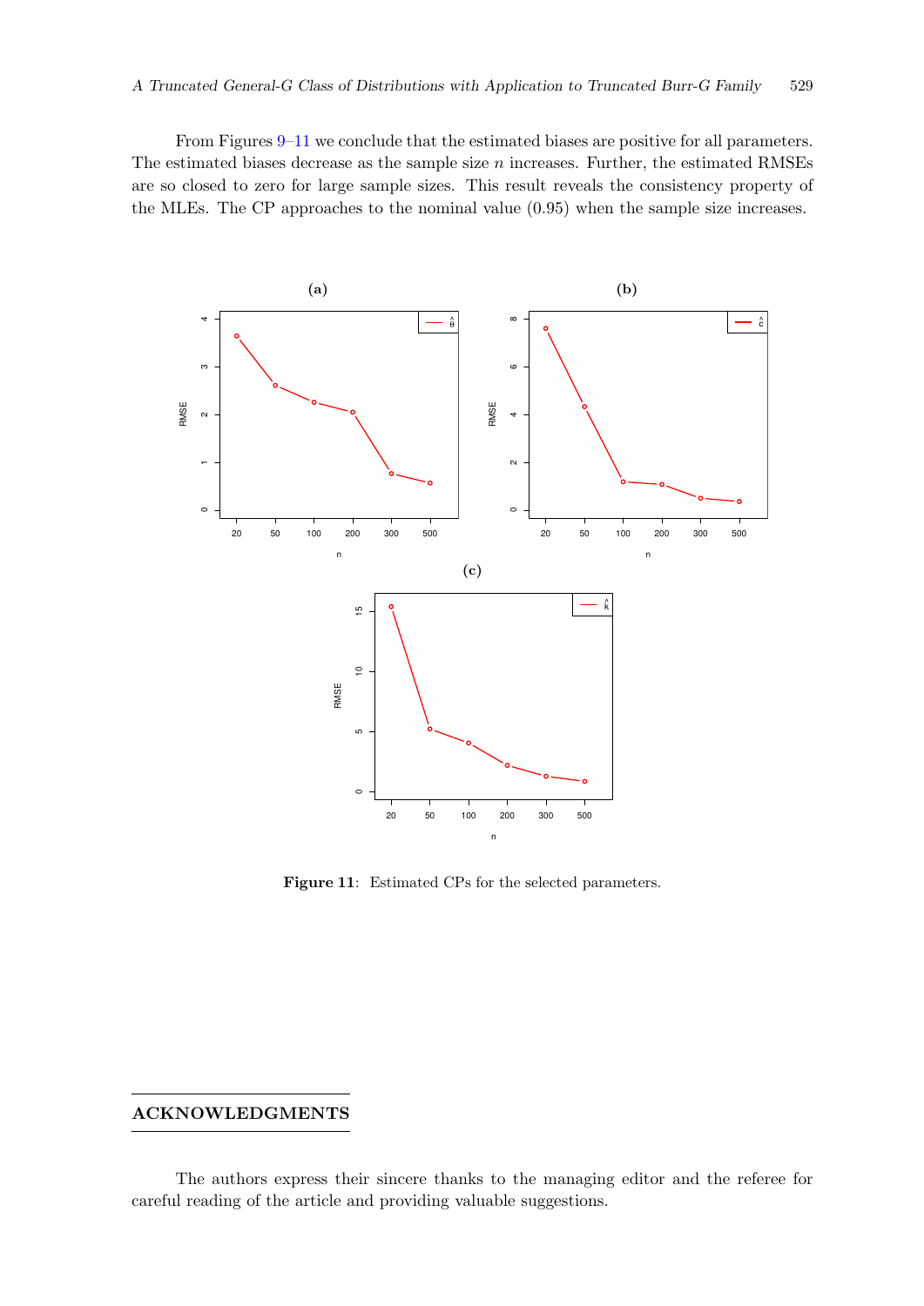From Figures 9–11 we conclude that the estimated biases are positive for all parameters. The estimated biases decrease as the sample size $n$ increases. Further, the estimated RMSEs are so closed to zero for large sample sizes. This result reveals the consistency property of the MLEs. The CP approaches to the nominal value (0.95) when the sample size increases.

**Figure 11**: Estimated CPs for the selected parameters.

## ACKNOWLEDGMENTS

The authors express their sincere thanks to the managing editor and the referee for careful reading of the article and providing valuable suggestions.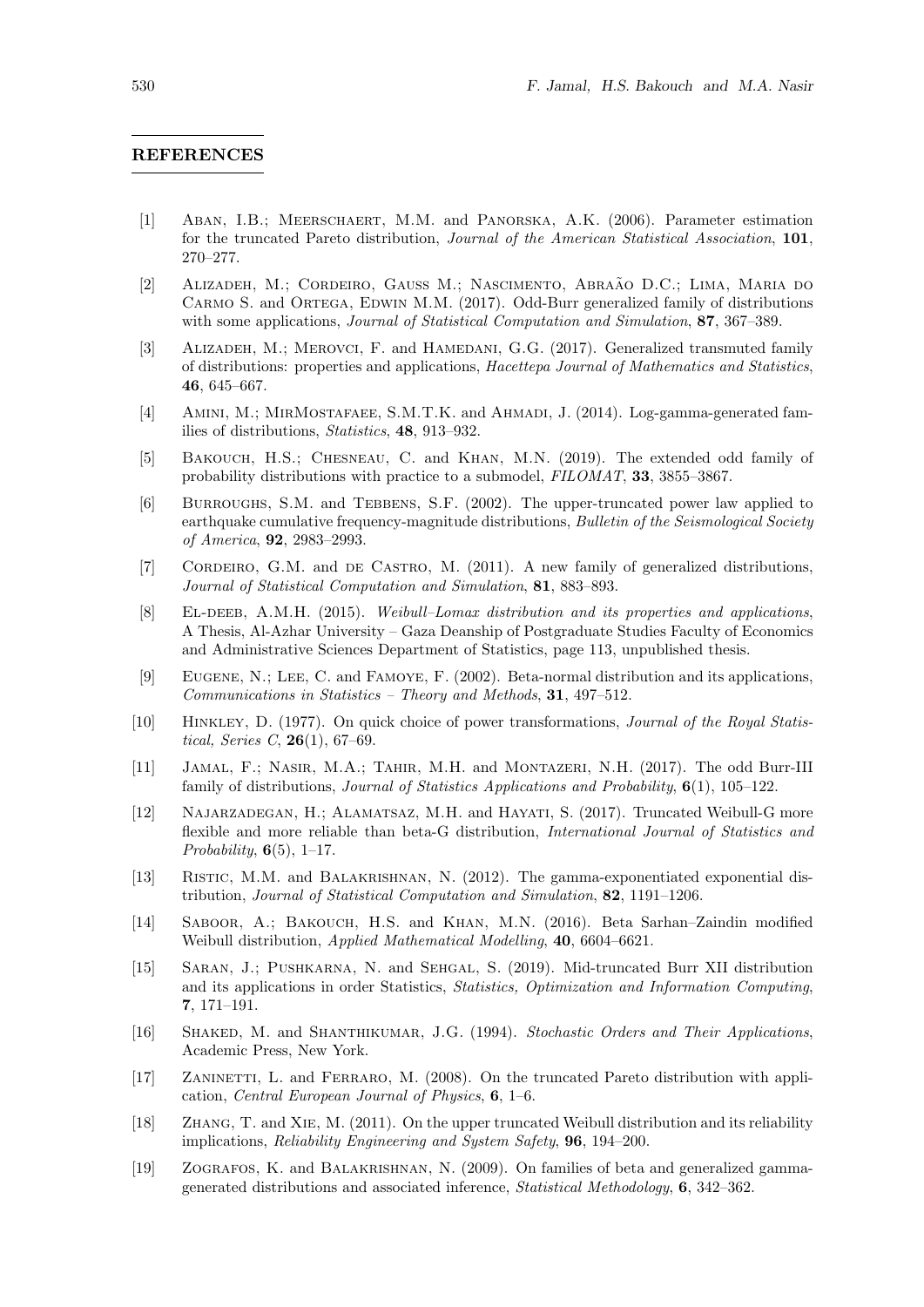## REFERENCES

[1] Aban, I.B.; Meerschaert, M.M. and Panorska, A.K. (2006). Parameter estimation for the truncated Pareto distribution, *Journal of the American Statistical Association*, **101**, 270–277.

[2] Alizadeh, M.; Cordeiro, Gauss M.; Nascimento, Abraão D.C.; Lima, Maria do Carmo S. and Ortega, Edwin M.M. (2017). Odd-Burr generalized family of distributions with some applications, *Journal of Statistical Computation and Simulation*, **87**, 367–389.

[3] Alizadeh, M.; Merovci, F. and Hamedani, G.G. (2017). Generalized transmuted family of distributions: properties and applications, *Hacettepa Journal of Mathematics and Statistics*, **46**, 645–667.

[4] Amini, M.; MirMostafaee, S.M.T.K. and Ahmadi, J. (2014). Log-gamma-generated families of distributions, *Statistics*, **48**, 913–932.

[5] Bakouch, H.S.; Chesneau, C. and Khan, M.N. (2019). The extended odd family of probability distributions with practice to a submodel, *FILOMAT*, **33**, 3855–3867.

[6] Burroughs, S.M. and Tebbens, S.F. (2002). The upper-truncated power law applied to earthquake cumulative frequency-magnitude distributions, *Bulletin of the Seismological Society of America*, **92**, 2983–2993.

[7] Cordeiro, G.M. and de Castro, M. (2011). A new family of generalized distributions, *Journal of Statistical Computation and Simulation*, **81**, 883–893.

[8] El-deeb, A.M.H. (2015). *Weibull–Lomax distribution and its properties and applications*, A Thesis, Al-Azhar University – Gaza Deanship of Postgraduate Studies Faculty of Economics and Administrative Sciences Department of Statistics, page 113, unpublished thesis.

[9] Eugene, N.; Lee, C. and Famoye, F. (2002). Beta-normal distribution and its applications, *Communications in Statistics – Theory and Methods*, **31**, 497–512.

[10] Hinkley, D. (1977). On quick choice of power transformations, *Journal of the Royal Statistical, Series C*, **26**(1), 67–69.

[11] Jamal, F.; Nasir, M.A.; Tahir, M.H. and Montazeri, N.H. (2017). The odd Burr-III family of distributions, *Journal of Statistics Applications and Probability*, **6**(1), 105–122.

[12] Najarzadegan, H.; Alamatsaz, M.H. and Hayati, S. (2017). Truncated Weibull-G more flexible and more reliable than beta-G distribution, *International Journal of Statistics and Probability*, **6**(5), 1–17.

[13] Ristic, M.M. and Balakrishnan, N. (2012). The gamma-exponentiated exponential distribution, *Journal of Statistical Computation and Simulation*, **82**, 1191–1206.

[14] Saboor, A.; Bakouch, H.S. and Khan, M.N. (2016). Beta Sarhan–Zaindin modified Weibull distribution, *Applied Mathematical Modelling*, **40**, 6604–6621.

[15] Saran, J.; Pushkarna, N. and Sehgal, S. (2019). Mid-truncated Burr XII distribution and its applications in order Statistics, *Statistics, Optimization and Information Computing*, **7**, 171–191.

[16] Shaked, M. and Shanthikumar, J.G. (1994). *Stochastic Orders and Their Applications*, Academic Press, New York.

[17] Zaninetti, L. and Ferraro, M. (2008). On the truncated Pareto distribution with application, *Central European Journal of Physics*, **6**, 1–6.

[18] Zhang, T. and Xie, M. (2011). On the upper truncated Weibull distribution and its reliability implications, *Reliability Engineering and System Safety*, **96**, 194–200.

[19] Zografos, K. and Balakrishnan, N. (2009). On families of beta and generalized gamma-generated distributions and associated inference, *Statistical Methodology*, **6**, 342–362.